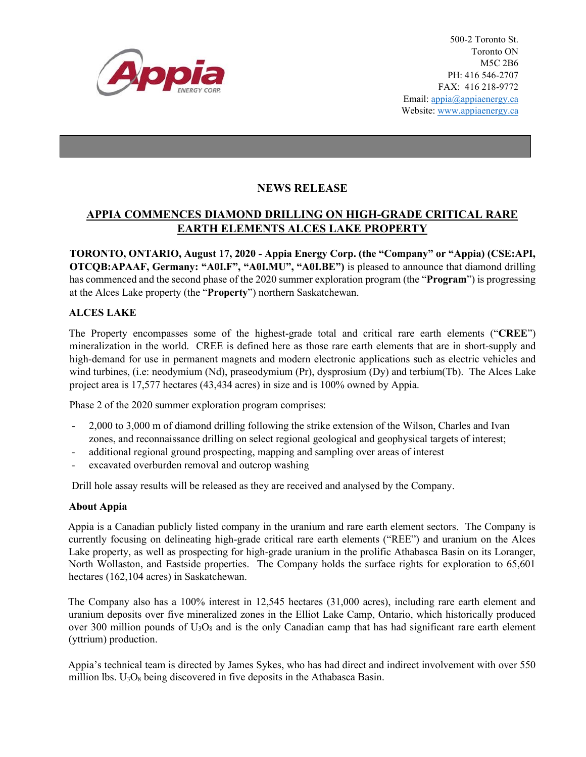500-2 Toronto St.
Toronto ON
M5C 2B6
PH: 416 546-2707
FAX: 416 218-9772
Email: appia@appiaenergy.ca
Website: www.appiaenergy.ca

## NEWS RELEASE

## APPIA COMMENCES DIAMOND DRILLING ON HIGH-GRADE CRITICAL RARE EARTH ELEMENTS ALCES LAKE PROPERTY

**TORONTO, ONTARIO, August 17, 2020 - Appia Energy Corp. (the "Company" or "Appia) (CSE:API, OTCQB:APAAF, Germany: "A0I.F", "A0I.MU", "A0I.BE")** is pleased to announce that diamond drilling has commenced and the second phase of the 2020 summer exploration program (the "**Program**") is progressing at the Alces Lake property (the "**Property**") northern Saskatchewan.

### ALCES LAKE

The Property encompasses some of the highest-grade total and critical rare earth elements ("**CREE**") mineralization in the world. CREE is defined here as those rare earth elements that are in short-supply and high-demand for use in permanent magnets and modern electronic applications such as electric vehicles and wind turbines, (i.e: neodymium (Nd), praseodymium (Pr), dysprosium (Dy) and terbium(Tb). The Alces Lake project area is 17,577 hectares (43,434 acres) in size and is 100% owned by Appia.

Phase 2 of the 2020 summer exploration program comprises:

- 2,000 to 3,000 m of diamond drilling following the strike extension of the Wilson, Charles and Ivan zones, and reconnaissance drilling on select regional geological and geophysical targets of interest;
- additional regional ground prospecting, mapping and sampling over areas of interest
- excavated overburden removal and outcrop washing

Drill hole assay results will be released as they are received and analysed by the Company.

### About Appia

Appia is a Canadian publicly listed company in the uranium and rare earth element sectors. The Company is currently focusing on delineating high-grade critical rare earth elements ("REE") and uranium on the Alces Lake property, as well as prospecting for high-grade uranium in the prolific Athabasca Basin on its Loranger, North Wollaston, and Eastside properties. The Company holds the surface rights for exploration to 65,601 hectares (162,104 acres) in Saskatchewan.

The Company also has a 100% interest in 12,545 hectares (31,000 acres), including rare earth element and uranium deposits over five mineralized zones in the Elliot Lake Camp, Ontario, which historically produced over 300 million pounds of $U_3O_8$ and is the only Canadian camp that has had significant rare earth element (yttrium) production.

Appia's technical team is directed by James Sykes, who has had direct and indirect involvement with over 550 million lbs. $U_3O_8$ being discovered in five deposits in the Athabasca Basin.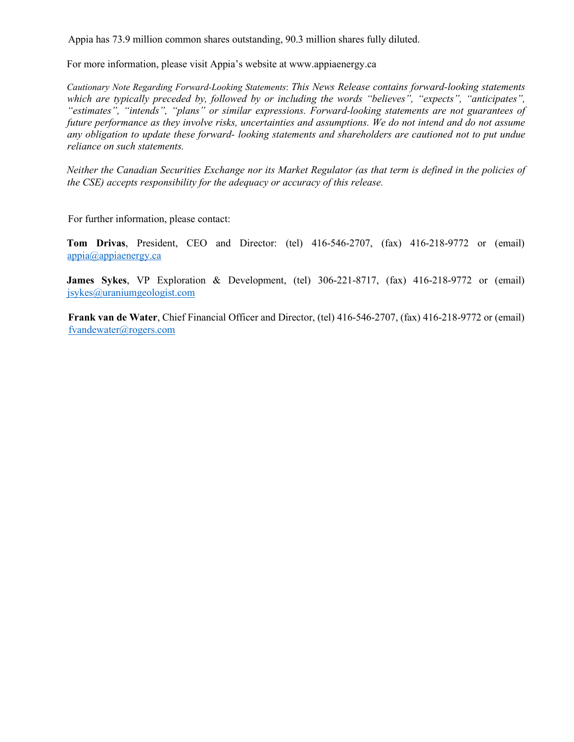Appia has 73.9 million common shares outstanding, 90.3 million shares fully diluted.

For more information, please visit Appia's website at www.appiaenergy.ca

*Cautionary Note Regarding Forward-Looking Statements: This News Release contains forward-looking statements which are typically preceded by, followed by or including the words "believes", "expects", "anticipates", "estimates", "intends", "plans" or similar expressions. Forward-looking statements are not guarantees of future performance as they involve risks, uncertainties and assumptions. We do not intend and do not assume any obligation to update these forward- looking statements and shareholders are cautioned not to put undue reliance on such statements.*

*Neither the Canadian Securities Exchange nor its Market Regulator (as that term is defined in the policies of the CSE) accepts responsibility for the adequacy or accuracy of this release.*

For further information, please contact:

**Tom Drivas**, President, CEO and Director: (tel) 416-546-2707, (fax) 416-218-9772 or (email) appia@appiaenergy.ca

**James Sykes**, VP Exploration & Development, (tel) 306-221-8717, (fax) 416-218-9772 or (email) jsykes@uraniumgeologist.com

**Frank van de Water**, Chief Financial Officer and Director, (tel) 416-546-2707, (fax) 416-218-9772 or (email) fvandewater@rogers.com